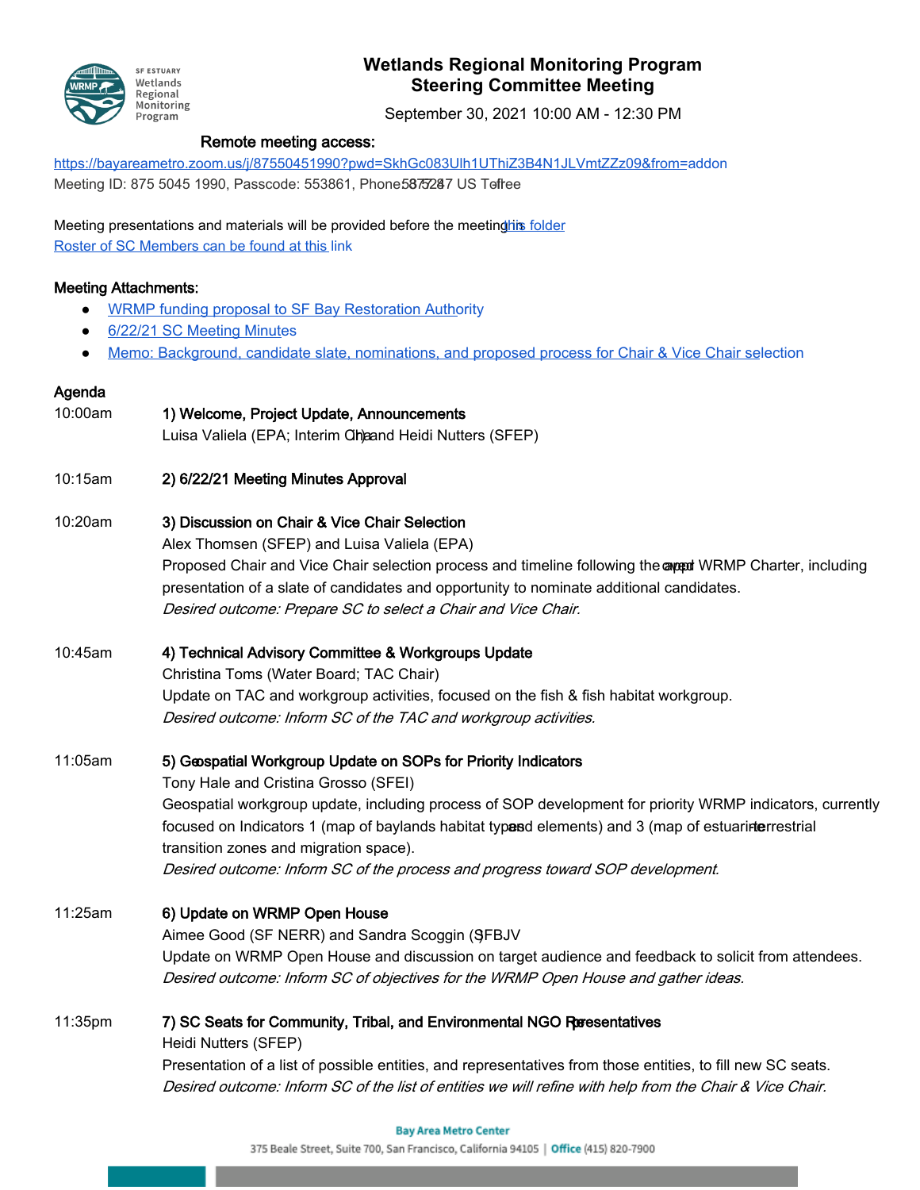# Wetlands Regional Monitoring Program
## Steering Committee Meeting

September 30, 2021 10:00 AM - 12:30 PM

**Remote meeting access:**

https://bayareametro.zoom.us/j/87550451990?pwd=SkhGc083Ulh1UThiZ3B4N1JLVmtZZz09&from=addon

Meeting ID: 875 5045 1990, Passcode: 553861, Phone: 877 853 5247 US Toll-free

Meeting presentations and materials will be provided before the meeting in this folder

Roster of SC Members can be found at this link

**Meeting Attachments:**

- WRMP funding proposal to SF Bay Restoration Authority
- 6/22/21 SC Meeting Minutes
- Memo: Background, candidate slate, nominations, and proposed process for Chair & Vice Chair selection

**Agenda**

10:00am **1) Welcome, Project Update, Announcements**
Luisa Valiela (EPA; Interim Chair) and Heidi Nutters (SFEP)

10:15am **2) 6/22/21 Meeting Minutes Approval**

10:20am **3) Discussion on Chair & Vice Chair Selection**
Alex Thomsen (SFEP) and Luisa Valiela (EPA)
Proposed Chair and Vice Chair selection process and timeline following the approved WRMP Charter, including presentation of a slate of candidates and opportunity to nominate additional candidates.
*Desired outcome: Prepare SC to select a Chair and Vice Chair.*

10:45am **4) Technical Advisory Committee & Workgroups Update**
Christina Toms (Water Board; TAC Chair)
Update on TAC and workgroup activities, focused on the fish & fish habitat workgroup.
*Desired outcome: Inform SC of the TAC and workgroup activities.*

11:05am **5) Geospatial Workgroup Update on SOPs for Priority Indicators**
Tony Hale and Cristina Grosso (SFEI)
Geospatial workgroup update, including process of SOP development for priority WRMP indicators, currently focused on Indicators 1 (map of baylands habitat types and elements) and 3 (map of estuarine-terrestrial transition zones and migration space).
*Desired outcome: Inform SC of the process and progress toward SOP development.*

11:25am **6) Update on WRMP Open House**
Aimee Good (SF NERR) and Sandra Scoggin (SFBJV)
Update on WRMP Open House and discussion on target audience and feedback to solicit from attendees.
*Desired outcome: Inform SC of objectives for the WRMP Open House and gather ideas.*

11:35pm **7) SC Seats for Community, Tribal, and Environmental NGO Representatives**
Heidi Nutters (SFEP)
Presentation of a list of possible entities, and representatives from those entities, to fill new SC seats.
*Desired outcome: Inform SC of the list of entities we will refine with help from the Chair & Vice Chair.*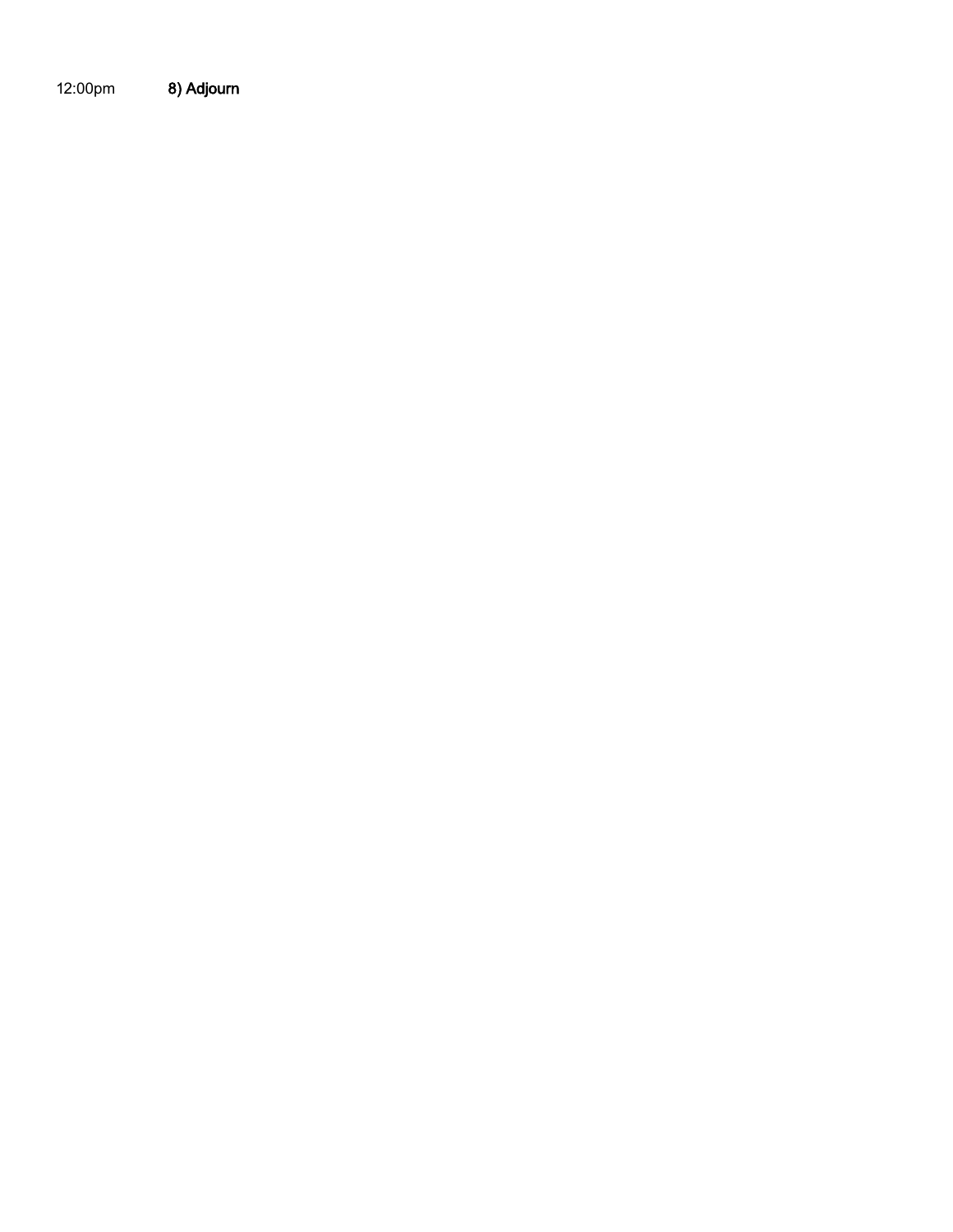12:00pm **8) Adjourn**